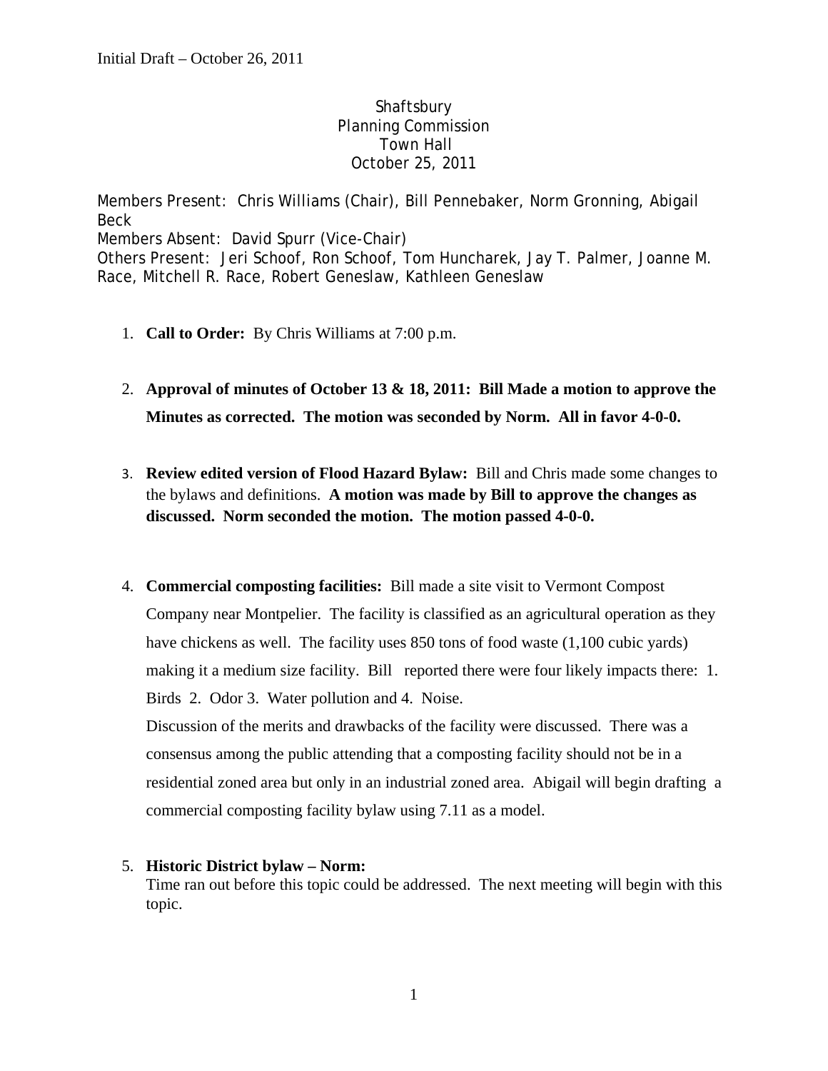Initial Draft – October 26, 2011

Shaftsbury
Planning Commission
Town Hall
October 25, 2011

Members Present: Chris Williams (Chair), Bill Pennebaker, Norm Gronning, Abigail Beck
Members Absent: David Spurr (Vice-Chair)
Others Present: Jeri Schoof, Ron Schoof, Tom Huncharek, Jay T. Palmer, Joanne M. Race, Mitchell R. Race, Robert Geneslaw, Kathleen Geneslaw

1. **Call to Order:** By Chris Williams at 7:00 p.m.

2. **Approval of minutes of October 13 & 18, 2011: Bill Made a motion to approve the Minutes as corrected. The motion was seconded by Norm. All in favor 4-0-0.**

3. **Review edited version of Flood Hazard Bylaw:** Bill and Chris made some changes to the bylaws and definitions. **A motion was made by Bill to approve the changes as discussed. Norm seconded the motion. The motion passed 4-0-0.**

4. **Commercial composting facilities:** Bill made a site visit to Vermont Compost Company near Montpelier. The facility is classified as an agricultural operation as they have chickens as well. The facility uses 850 tons of food waste (1,100 cubic yards) making it a medium size facility. Bill reported there were four likely impacts there: 1. Birds 2. Odor 3. Water pollution and 4. Noise.
   Discussion of the merits and drawbacks of the facility were discussed. There was a consensus among the public attending that a composting facility should not be in a residential zoned area but only in an industrial zoned area. Abigail will begin drafting a commercial composting facility bylaw using 7.11 as a model.

5. **Historic District bylaw – Norm:**
   Time ran out before this topic could be addressed. The next meeting will begin with this topic.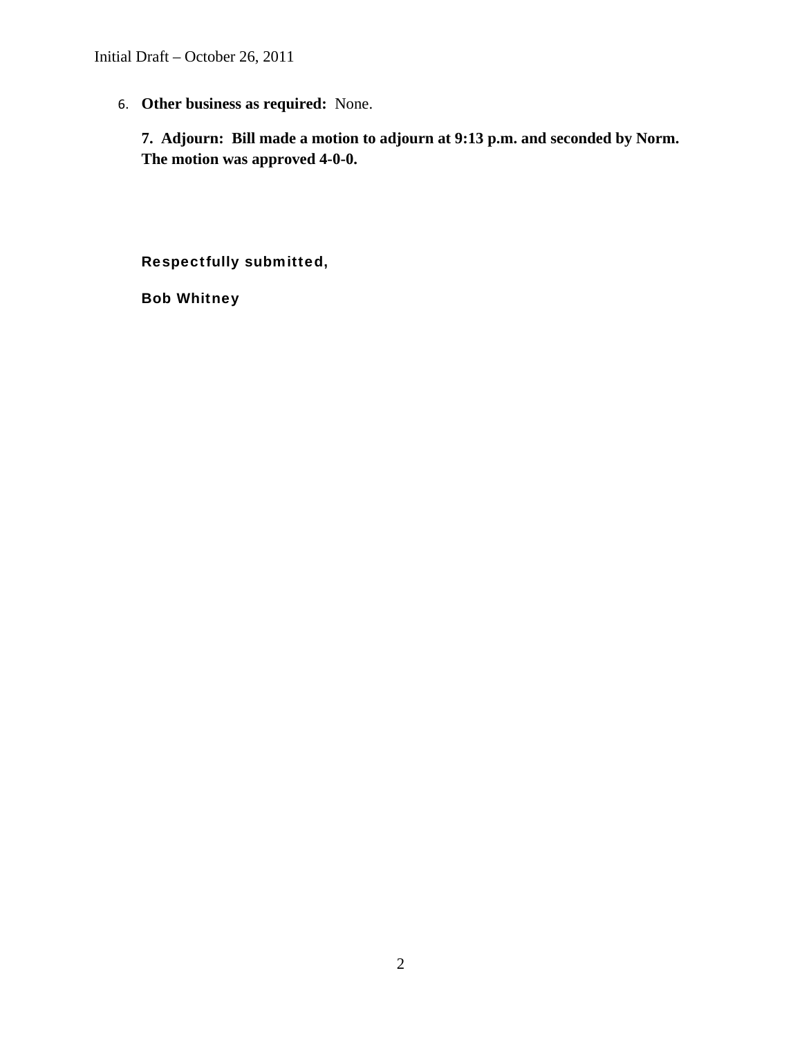Initial Draft – October 26, 2011

6. **Other business as required:** None.

**7. Adjourn: Bill made a motion to adjourn at 9:13 p.m. and seconded by Norm. The motion was approved 4-0-0.**

**Respectfully submitted,**

**Bob Whitney**